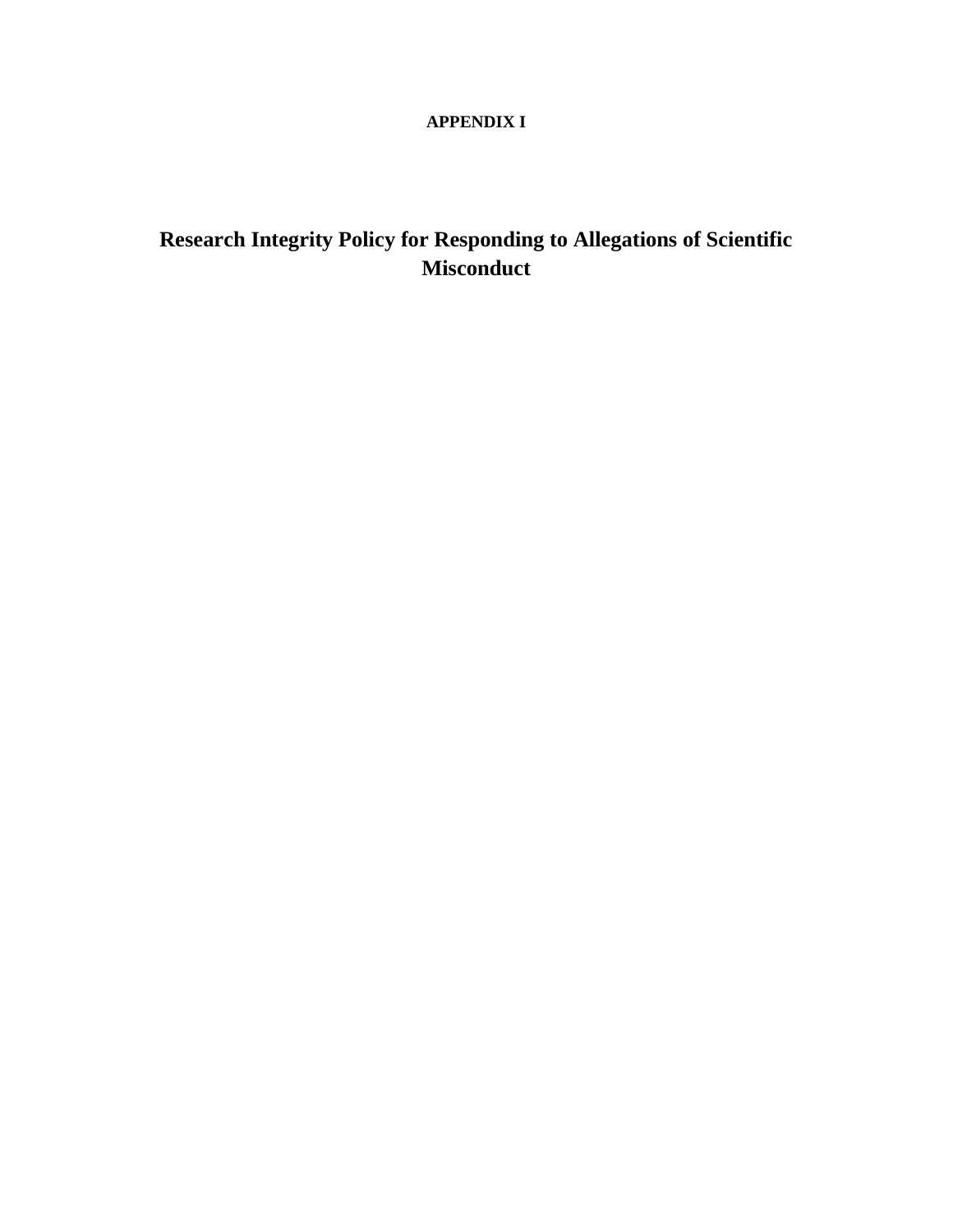**APPENDIX I**

# Research Integrity Policy for Responding to Allegations of Scientific Misconduct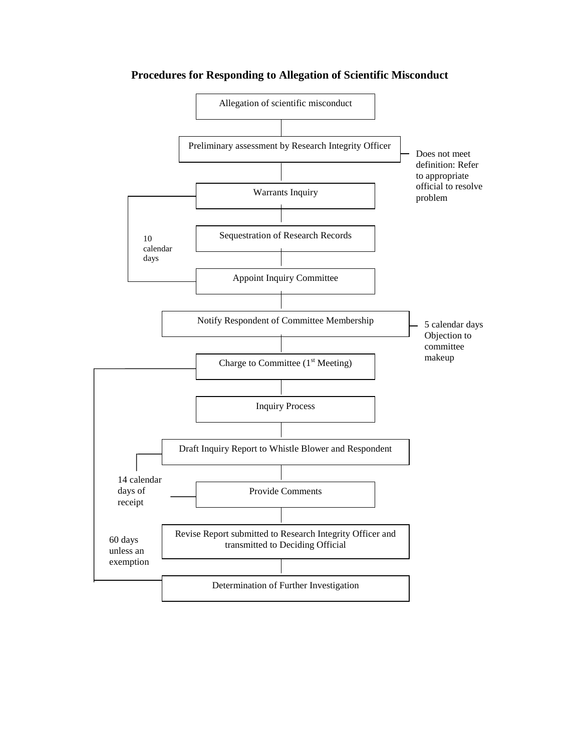## Procedures for Responding to Allegation of Scientific Misconduct

Allegation of scientific misconduct

Preliminary assessment by Research Integrity Officer

Does not meet definition: Refer to appropriate official to resolve problem

Warrants Inquiry

Sequestration of Research Records

10 calendar days

Appoint Inquiry Committee

Notify Respondent of Committee Membership

5 calendar days Objection to committee makeup

Charge to Committee (1st Meeting)

Inquiry Process

Draft Inquiry Report to Whistle Blower and Respondent

14 calendar days of receipt

Provide Comments

Revise Report submitted to Research Integrity Officer and transmitted to Deciding Official

60 days unless an exemption

Determination of Further Investigation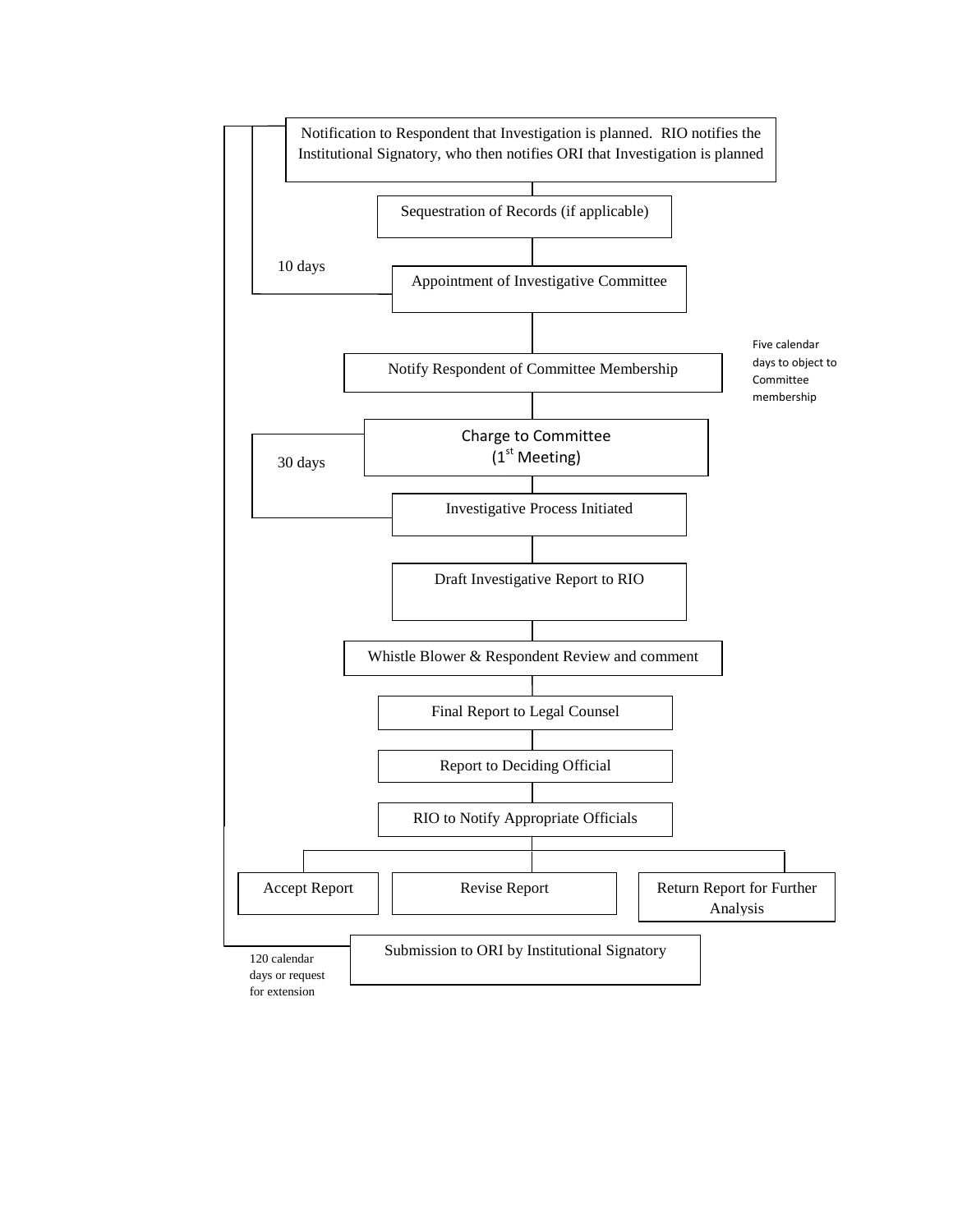Notification to Respondent that Investigation is planned. RIO notifies the Institutional Signatory, who then notifies ORI that Investigation is planned

Sequestration of Records (if applicable)

10 days

Appointment of Investigative Committee

Notify Respondent of Committee Membership

Five calendar days to object to Committee membership

Charge to Committee
(1st Meeting)

30 days

Investigative Process Initiated

Draft Investigative Report to RIO

Whistle Blower & Respondent Review and comment

Final Report to Legal Counsel

Report to Deciding Official

RIO to Notify Appropriate Officials

Accept Report

Revise Report

Return Report for Further Analysis

Submission to ORI by Institutional Signatory

120 calendar days or request for extension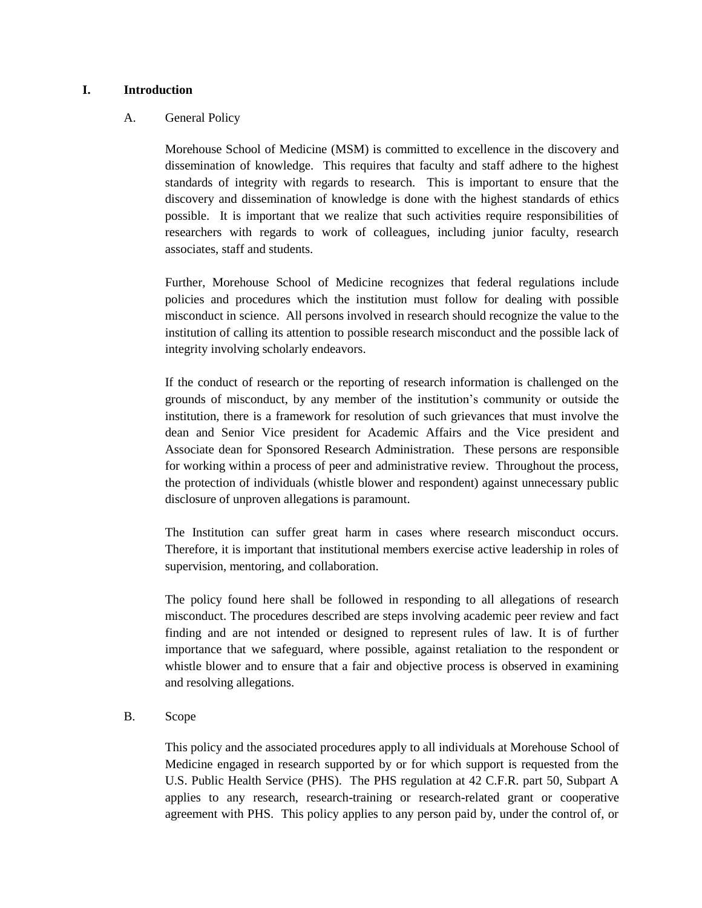## I. Introduction

### A. General Policy

Morehouse School of Medicine (MSM) is committed to excellence in the discovery and dissemination of knowledge. This requires that faculty and staff adhere to the highest standards of integrity with regards to research. This is important to ensure that the discovery and dissemination of knowledge is done with the highest standards of ethics possible. It is important that we realize that such activities require responsibilities of researchers with regards to work of colleagues, including junior faculty, research associates, staff and students.

Further, Morehouse School of Medicine recognizes that federal regulations include policies and procedures which the institution must follow for dealing with possible misconduct in science. All persons involved in research should recognize the value to the institution of calling its attention to possible research misconduct and the possible lack of integrity involving scholarly endeavors.

If the conduct of research or the reporting of research information is challenged on the grounds of misconduct, by any member of the institution's community or outside the institution, there is a framework for resolution of such grievances that must involve the dean and Senior Vice president for Academic Affairs and the Vice president and Associate dean for Sponsored Research Administration. These persons are responsible for working within a process of peer and administrative review. Throughout the process, the protection of individuals (whistle blower and respondent) against unnecessary public disclosure of unproven allegations is paramount.

The Institution can suffer great harm in cases where research misconduct occurs. Therefore, it is important that institutional members exercise active leadership in roles of supervision, mentoring, and collaboration.

The policy found here shall be followed in responding to all allegations of research misconduct. The procedures described are steps involving academic peer review and fact finding and are not intended or designed to represent rules of law. It is of further importance that we safeguard, where possible, against retaliation to the respondent or whistle blower and to ensure that a fair and objective process is observed in examining and resolving allegations.

### B. Scope

This policy and the associated procedures apply to all individuals at Morehouse School of Medicine engaged in research supported by or for which support is requested from the U.S. Public Health Service (PHS). The PHS regulation at 42 C.F.R. part 50, Subpart A applies to any research, research-training or research-related grant or cooperative agreement with PHS. This policy applies to any person paid by, under the control of, or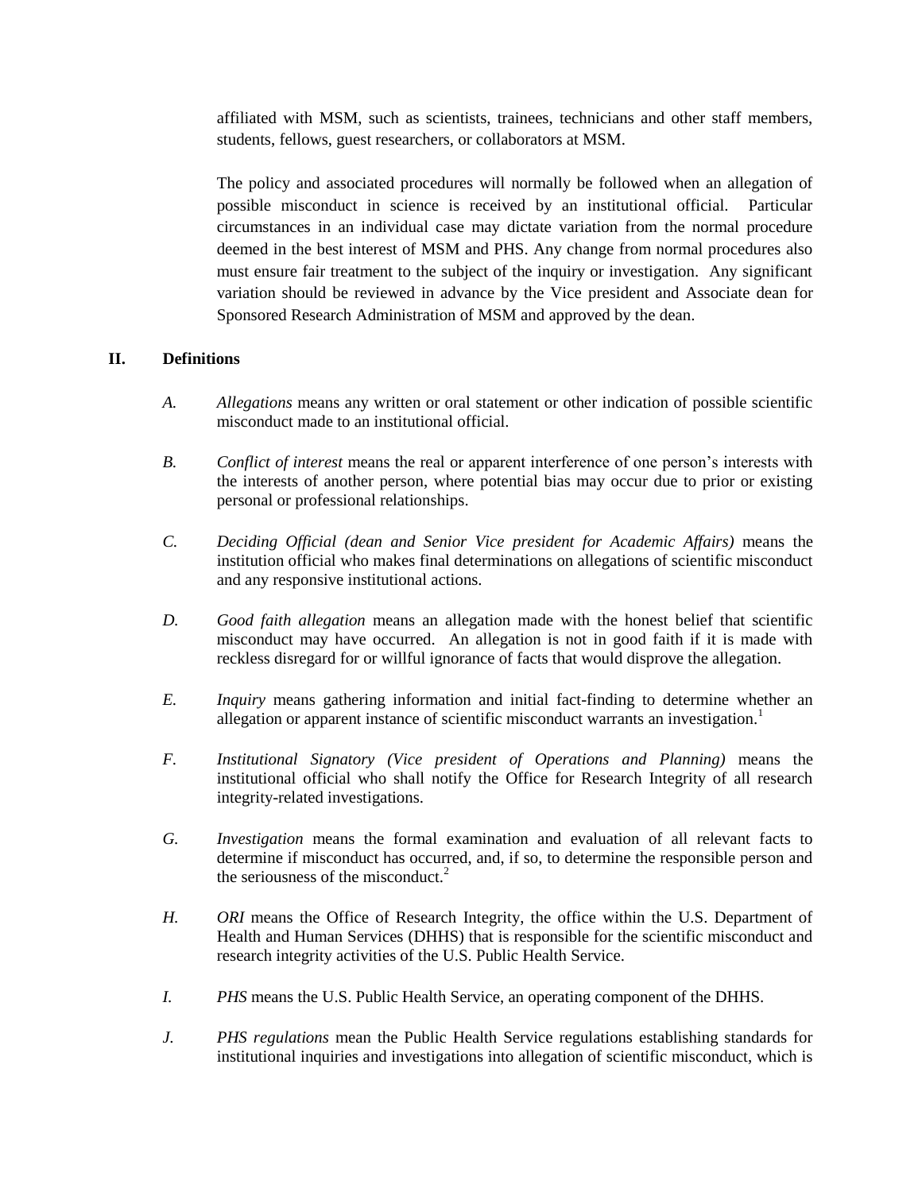affiliated with MSM, such as scientists, trainees, technicians and other staff members, students, fellows, guest researchers, or collaborators at MSM.

The policy and associated procedures will normally be followed when an allegation of possible misconduct in science is received by an institutional official. Particular circumstances in an individual case may dictate variation from the normal procedure deemed in the best interest of MSM and PHS. Any change from normal procedures also must ensure fair treatment to the subject of the inquiry or investigation. Any significant variation should be reviewed in advance by the Vice president and Associate dean for Sponsored Research Administration of MSM and approved by the dean.

## II. Definitions

A. *Allegations* means any written or oral statement or other indication of possible scientific misconduct made to an institutional official.

B. *Conflict of interest* means the real or apparent interference of one person's interests with the interests of another person, where potential bias may occur due to prior or existing personal or professional relationships.

C. *Deciding Official (dean and Senior Vice president for Academic Affairs)* means the institution official who makes final determinations on allegations of scientific misconduct and any responsive institutional actions.

D. *Good faith allegation* means an allegation made with the honest belief that scientific misconduct may have occurred. An allegation is not in good faith if it is made with reckless disregard for or willful ignorance of facts that would disprove the allegation.

E. *Inquiry* means gathering information and initial fact-finding to determine whether an allegation or apparent instance of scientific misconduct warrants an investigation.[1]

F. *Institutional Signatory (Vice president of Operations and Planning)* means the institutional official who shall notify the Office for Research Integrity of all research integrity-related investigations.

G. *Investigation* means the formal examination and evaluation of all relevant facts to determine if misconduct has occurred, and, if so, to determine the responsible person and the seriousness of the misconduct.[2]

H. *ORI* means the Office of Research Integrity, the office within the U.S. Department of Health and Human Services (DHHS) that is responsible for the scientific misconduct and research integrity activities of the U.S. Public Health Service.

I. *PHS* means the U.S. Public Health Service, an operating component of the DHHS.

J. *PHS regulations* mean the Public Health Service regulations establishing standards for institutional inquiries and investigations into allegation of scientific misconduct, which is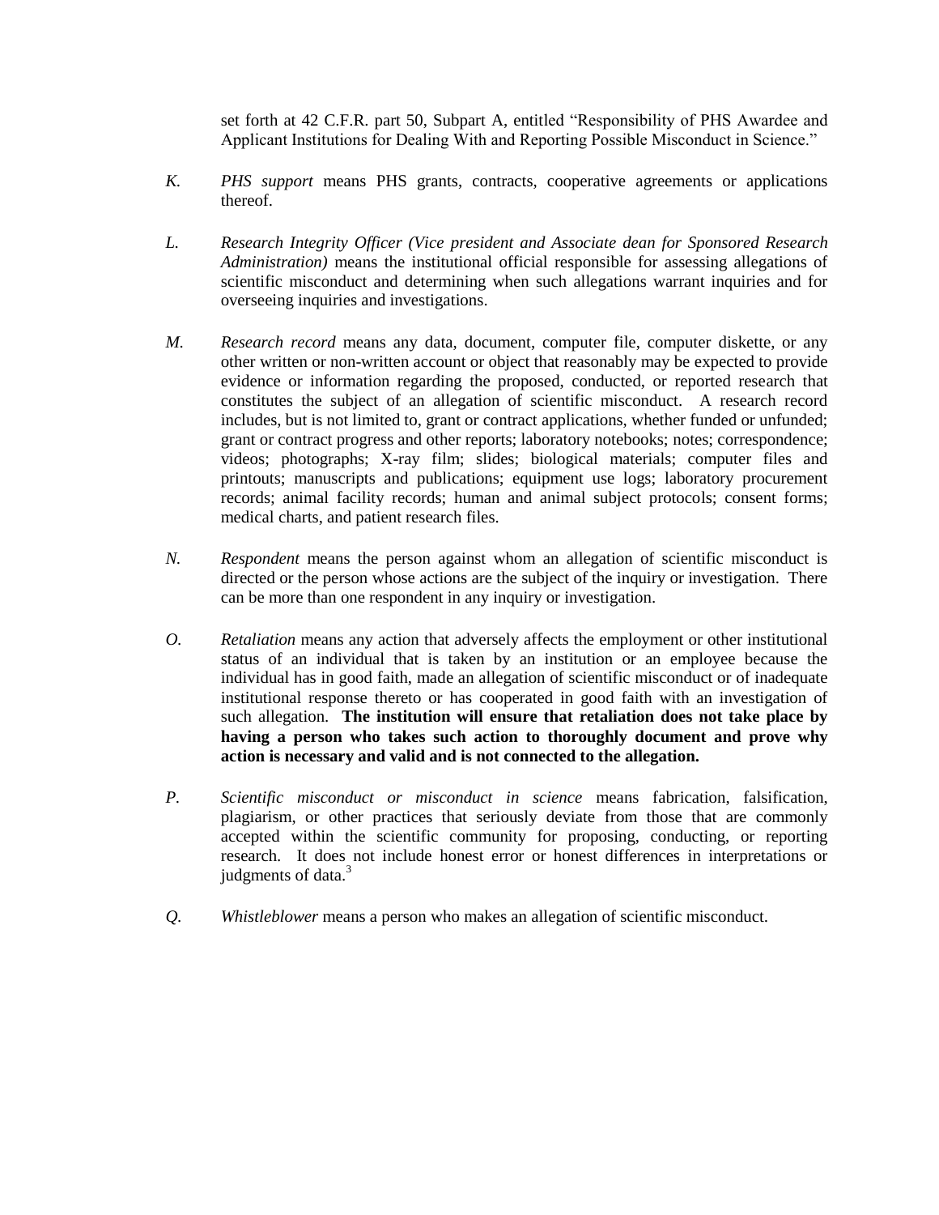set forth at 42 C.F.R. part 50, Subpart A, entitled "Responsibility of PHS Awardee and Applicant Institutions for Dealing With and Reporting Possible Misconduct in Science."

*K.* *PHS support* means PHS grants, contracts, cooperative agreements or applications thereof.

*L.* *Research Integrity Officer (Vice president and Associate dean for Sponsored Research Administration)* means the institutional official responsible for assessing allegations of scientific misconduct and determining when such allegations warrant inquiries and for overseeing inquiries and investigations.

*M.* *Research record* means any data, document, computer file, computer diskette, or any other written or non-written account or object that reasonably may be expected to provide evidence or information regarding the proposed, conducted, or reported research that constitutes the subject of an allegation of scientific misconduct. A research record includes, but is not limited to, grant or contract applications, whether funded or unfunded; grant or contract progress and other reports; laboratory notebooks; notes; correspondence; videos; photographs; X-ray film; slides; biological materials; computer files and printouts; manuscripts and publications; equipment use logs; laboratory procurement records; animal facility records; human and animal subject protocols; consent forms; medical charts, and patient research files.

*N.* *Respondent* means the person against whom an allegation of scientific misconduct is directed or the person whose actions are the subject of the inquiry or investigation. There can be more than one respondent in any inquiry or investigation.

*O.* *Retaliation* means any action that adversely affects the employment or other institutional status of an individual that is taken by an institution or an employee because the individual has in good faith, made an allegation of scientific misconduct or of inadequate institutional response thereto or has cooperated in good faith with an investigation of such allegation. **The institution will ensure that retaliation does not take place by having a person who takes such action to thoroughly document and prove why action is necessary and valid and is not connected to the allegation.**

*P.* *Scientific misconduct or misconduct in science* means fabrication, falsification, plagiarism, or other practices that seriously deviate from those that are commonly accepted within the scientific community for proposing, conducting, or reporting research. It does not include honest error or honest differences in interpretations or judgments of data.[3]

*Q.* *Whistleblower* means a person who makes an allegation of scientific misconduct.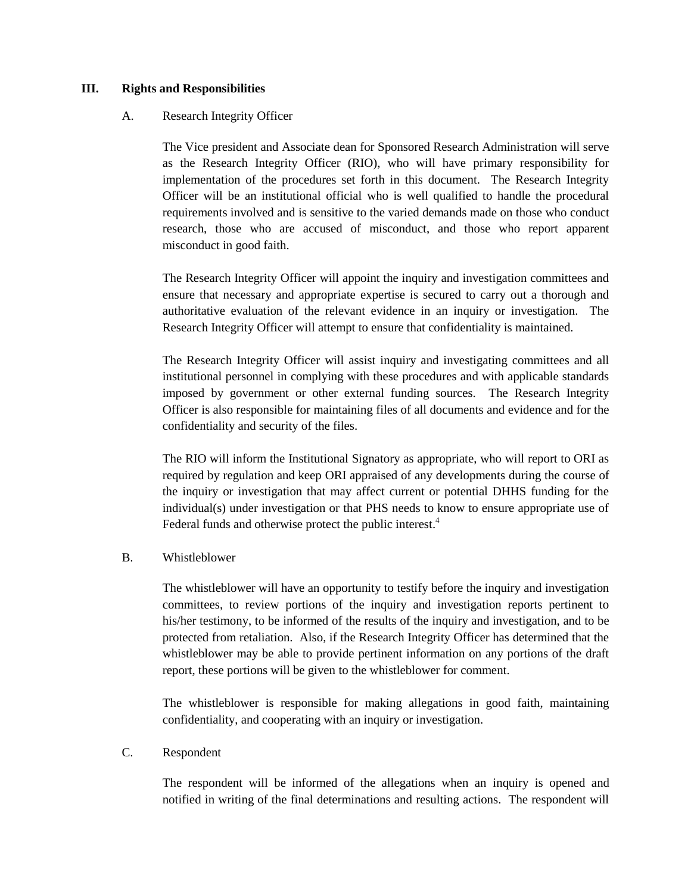## III. Rights and Responsibilities

### A. Research Integrity Officer

The Vice president and Associate dean for Sponsored Research Administration will serve as the Research Integrity Officer (RIO), who will have primary responsibility for implementation of the procedures set forth in this document. The Research Integrity Officer will be an institutional official who is well qualified to handle the procedural requirements involved and is sensitive to the varied demands made on those who conduct research, those who are accused of misconduct, and those who report apparent misconduct in good faith.

The Research Integrity Officer will appoint the inquiry and investigation committees and ensure that necessary and appropriate expertise is secured to carry out a thorough and authoritative evaluation of the relevant evidence in an inquiry or investigation. The Research Integrity Officer will attempt to ensure that confidentiality is maintained.

The Research Integrity Officer will assist inquiry and investigating committees and all institutional personnel in complying with these procedures and with applicable standards imposed by government or other external funding sources. The Research Integrity Officer is also responsible for maintaining files of all documents and evidence and for the confidentiality and security of the files.

The RIO will inform the Institutional Signatory as appropriate, who will report to ORI as required by regulation and keep ORI appraised of any developments during the course of the inquiry or investigation that may affect current or potential DHHS funding for the individual(s) under investigation or that PHS needs to know to ensure appropriate use of Federal funds and otherwise protect the public interest.[4]

### B. Whistleblower

The whistleblower will have an opportunity to testify before the inquiry and investigation committees, to review portions of the inquiry and investigation reports pertinent to his/her testimony, to be informed of the results of the inquiry and investigation, and to be protected from retaliation. Also, if the Research Integrity Officer has determined that the whistleblower may be able to provide pertinent information on any portions of the draft report, these portions will be given to the whistleblower for comment.

The whistleblower is responsible for making allegations in good faith, maintaining confidentiality, and cooperating with an inquiry or investigation.

### C. Respondent

The respondent will be informed of the allegations when an inquiry is opened and notified in writing of the final determinations and resulting actions. The respondent will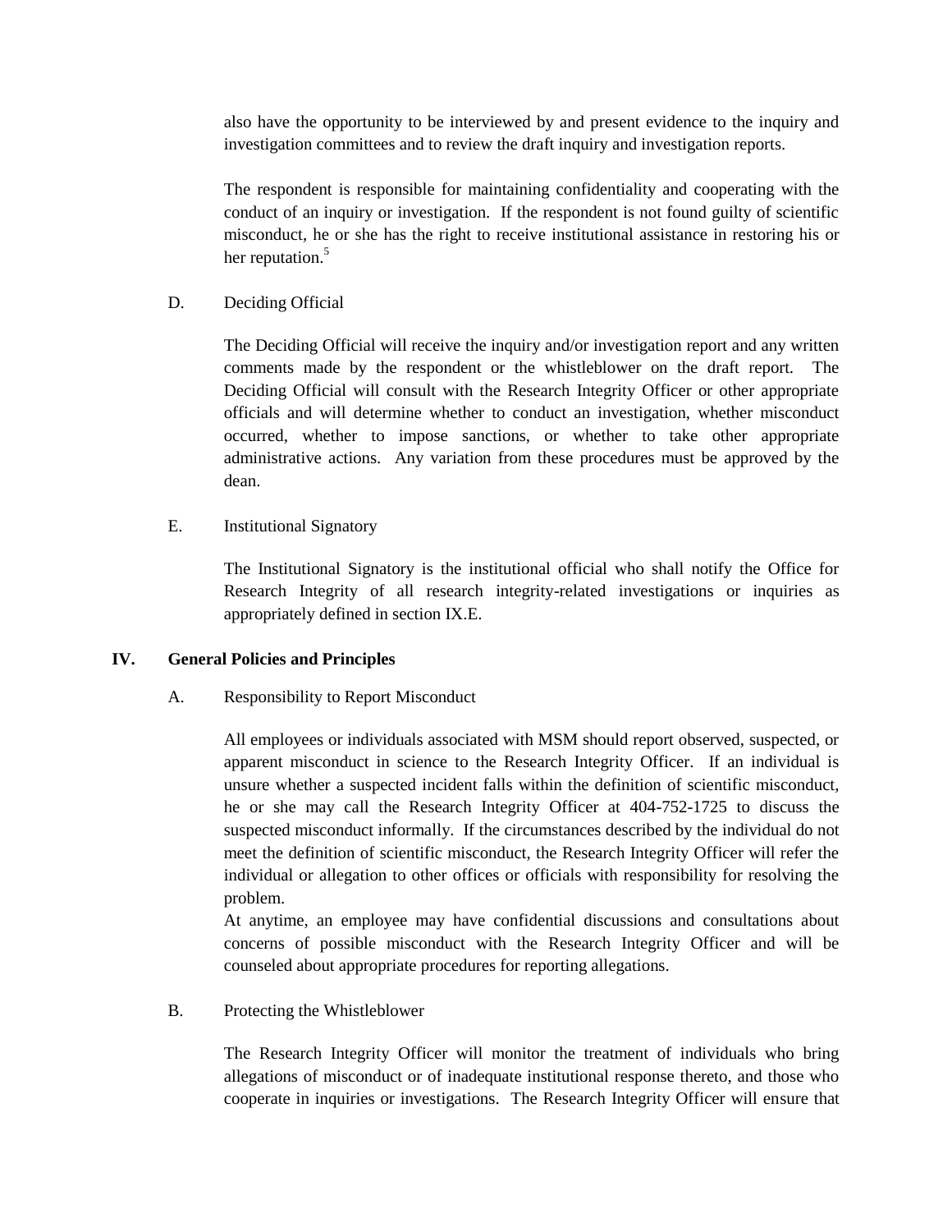also have the opportunity to be interviewed by and present evidence to the inquiry and investigation committees and to review the draft inquiry and investigation reports.

The respondent is responsible for maintaining confidentiality and cooperating with the conduct of an inquiry or investigation. If the respondent is not found guilty of scientific misconduct, he or she has the right to receive institutional assistance in restoring his or her reputation.[5]

D. Deciding Official

The Deciding Official will receive the inquiry and/or investigation report and any written comments made by the respondent or the whistleblower on the draft report. The Deciding Official will consult with the Research Integrity Officer or other appropriate officials and will determine whether to conduct an investigation, whether misconduct occurred, whether to impose sanctions, or whether to take other appropriate administrative actions. Any variation from these procedures must be approved by the dean.

E. Institutional Signatory

The Institutional Signatory is the institutional official who shall notify the Office for Research Integrity of all research integrity-related investigations or inquiries as appropriately defined in section IX.E.

## IV. General Policies and Principles

A. Responsibility to Report Misconduct

All employees or individuals associated with MSM should report observed, suspected, or apparent misconduct in science to the Research Integrity Officer. If an individual is unsure whether a suspected incident falls within the definition of scientific misconduct, he or she may call the Research Integrity Officer at 404-752-1725 to discuss the suspected misconduct informally. If the circumstances described by the individual do not meet the definition of scientific misconduct, the Research Integrity Officer will refer the individual or allegation to other offices or officials with responsibility for resolving the problem.

At anytime, an employee may have confidential discussions and consultations about concerns of possible misconduct with the Research Integrity Officer and will be counseled about appropriate procedures for reporting allegations.

B. Protecting the Whistleblower

The Research Integrity Officer will monitor the treatment of individuals who bring allegations of misconduct or of inadequate institutional response thereto, and those who cooperate in inquiries or investigations. The Research Integrity Officer will ensure that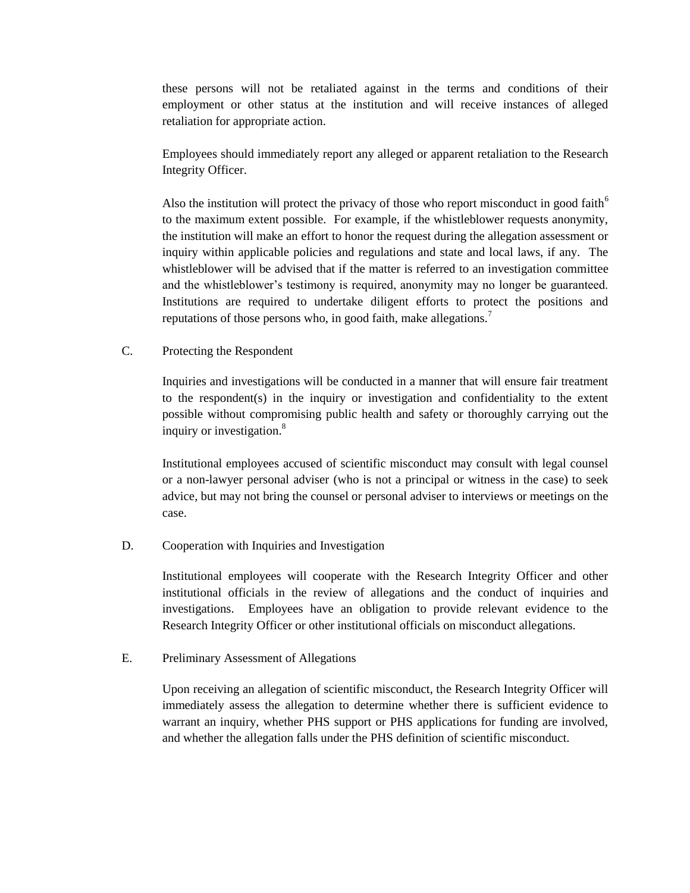these persons will not be retaliated against in the terms and conditions of their employment or other status at the institution and will receive instances of alleged retaliation for appropriate action.

Employees should immediately report any alleged or apparent retaliation to the Research Integrity Officer.

Also the institution will protect the privacy of those who report misconduct in good faith[6] to the maximum extent possible. For example, if the whistleblower requests anonymity, the institution will make an effort to honor the request during the allegation assessment or inquiry within applicable policies and regulations and state and local laws, if any. The whistleblower will be advised that if the matter is referred to an investigation committee and the whistleblower's testimony is required, anonymity may no longer be guaranteed. Institutions are required to undertake diligent efforts to protect the positions and reputations of those persons who, in good faith, make allegations.[7]

C. Protecting the Respondent

Inquiries and investigations will be conducted in a manner that will ensure fair treatment to the respondent(s) in the inquiry or investigation and confidentiality to the extent possible without compromising public health and safety or thoroughly carrying out the inquiry or investigation.[8]

Institutional employees accused of scientific misconduct may consult with legal counsel or a non-lawyer personal adviser (who is not a principal or witness in the case) to seek advice, but may not bring the counsel or personal adviser to interviews or meetings on the case.

D. Cooperation with Inquiries and Investigation

Institutional employees will cooperate with the Research Integrity Officer and other institutional officials in the review of allegations and the conduct of inquiries and investigations. Employees have an obligation to provide relevant evidence to the Research Integrity Officer or other institutional officials on misconduct allegations.

E. Preliminary Assessment of Allegations

Upon receiving an allegation of scientific misconduct, the Research Integrity Officer will immediately assess the allegation to determine whether there is sufficient evidence to warrant an inquiry, whether PHS support or PHS applications for funding are involved, and whether the allegation falls under the PHS definition of scientific misconduct.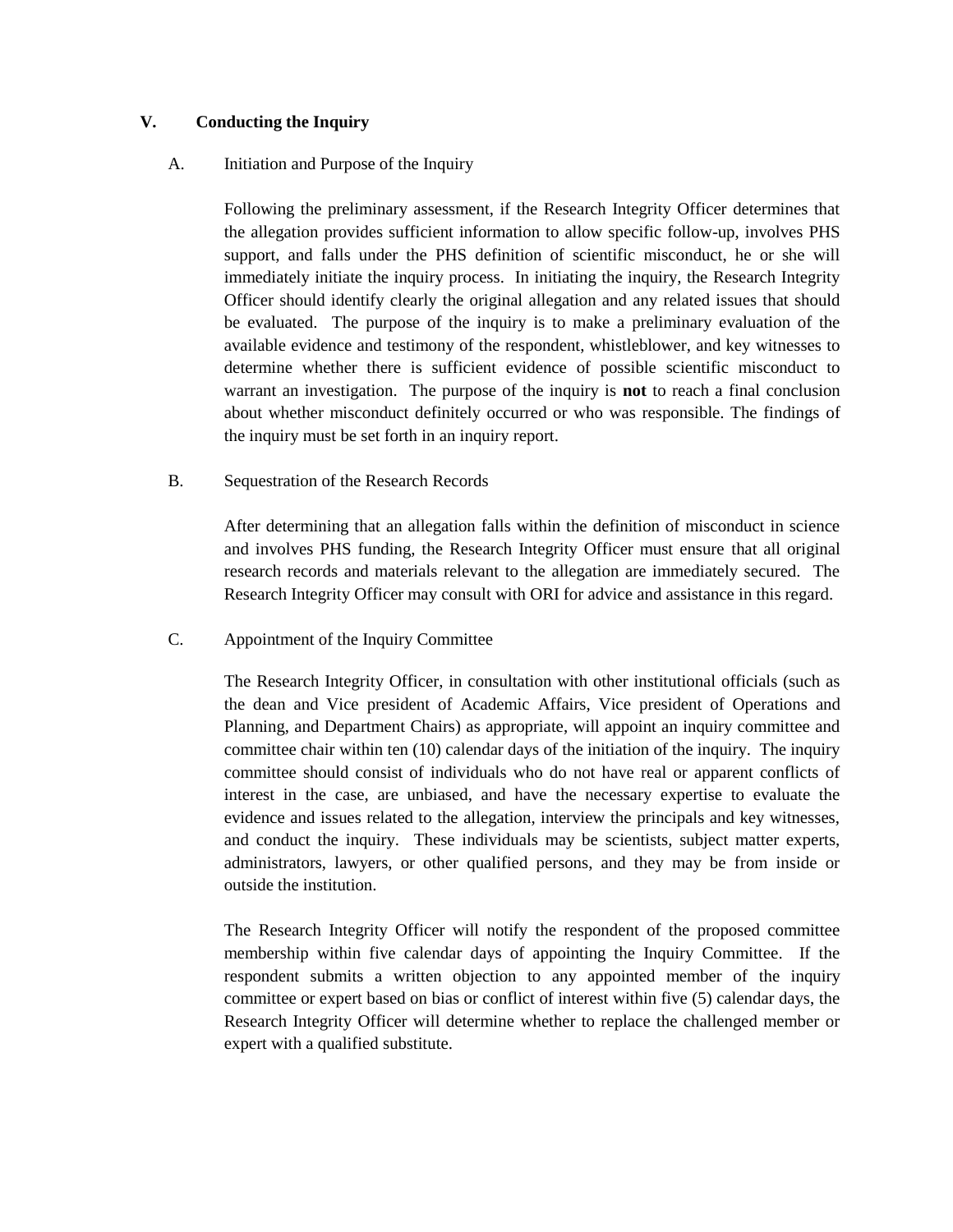## V. Conducting the Inquiry

### A. Initiation and Purpose of the Inquiry

Following the preliminary assessment, if the Research Integrity Officer determines that the allegation provides sufficient information to allow specific follow-up, involves PHS support, and falls under the PHS definition of scientific misconduct, he or she will immediately initiate the inquiry process. In initiating the inquiry, the Research Integrity Officer should identify clearly the original allegation and any related issues that should be evaluated. The purpose of the inquiry is to make a preliminary evaluation of the available evidence and testimony of the respondent, whistleblower, and key witnesses to determine whether there is sufficient evidence of possible scientific misconduct to warrant an investigation. The purpose of the inquiry is **not** to reach a final conclusion about whether misconduct definitely occurred or who was responsible. The findings of the inquiry must be set forth in an inquiry report.

### B. Sequestration of the Research Records

After determining that an allegation falls within the definition of misconduct in science and involves PHS funding, the Research Integrity Officer must ensure that all original research records and materials relevant to the allegation are immediately secured. The Research Integrity Officer may consult with ORI for advice and assistance in this regard.

### C. Appointment of the Inquiry Committee

The Research Integrity Officer, in consultation with other institutional officials (such as the dean and Vice president of Academic Affairs, Vice president of Operations and Planning, and Department Chairs) as appropriate, will appoint an inquiry committee and committee chair within ten (10) calendar days of the initiation of the inquiry. The inquiry committee should consist of individuals who do not have real or apparent conflicts of interest in the case, are unbiased, and have the necessary expertise to evaluate the evidence and issues related to the allegation, interview the principals and key witnesses, and conduct the inquiry. These individuals may be scientists, subject matter experts, administrators, lawyers, or other qualified persons, and they may be from inside or outside the institution.

The Research Integrity Officer will notify the respondent of the proposed committee membership within five calendar days of appointing the Inquiry Committee. If the respondent submits a written objection to any appointed member of the inquiry committee or expert based on bias or conflict of interest within five (5) calendar days, the Research Integrity Officer will determine whether to replace the challenged member or expert with a qualified substitute.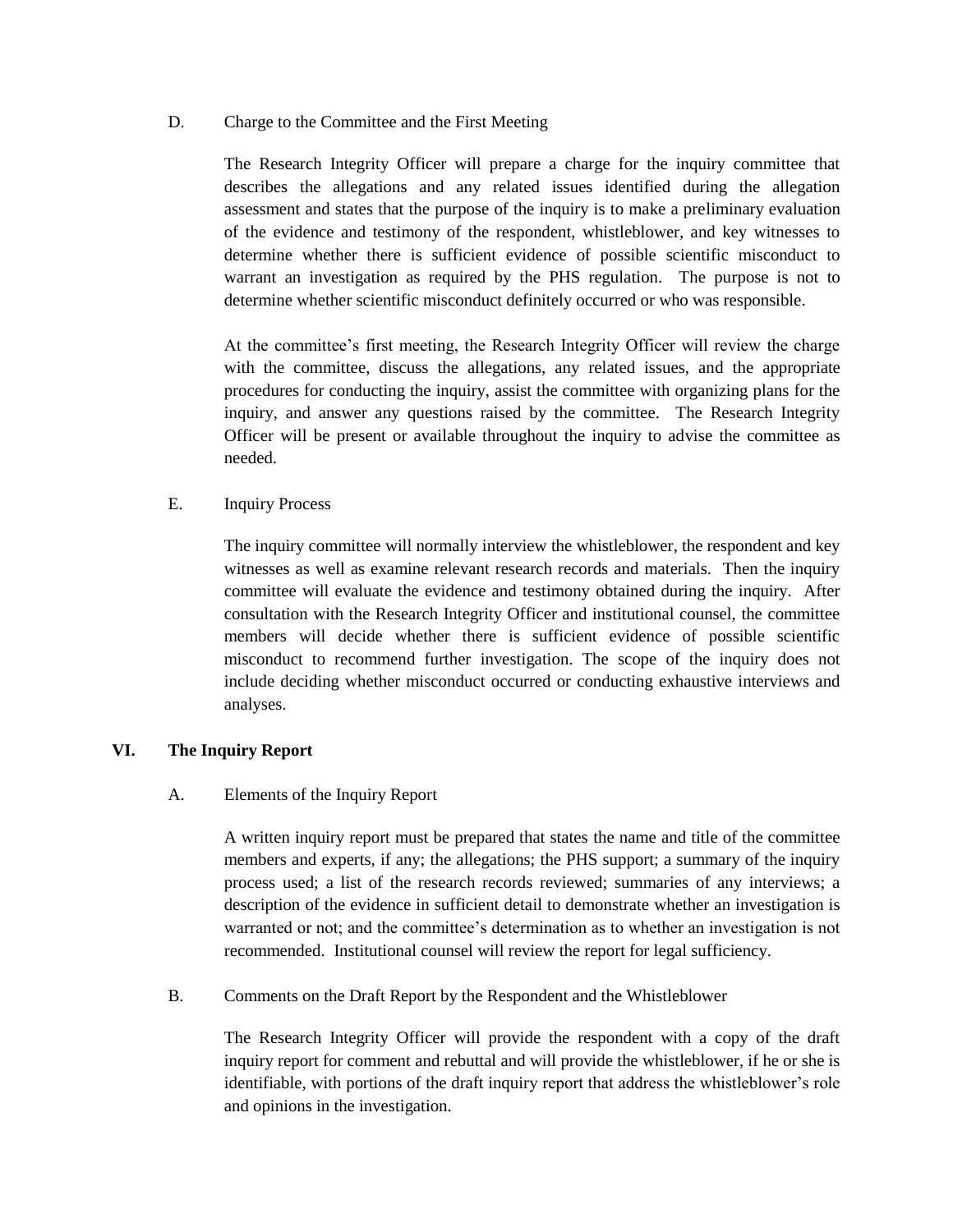### D. Charge to the Committee and the First Meeting

The Research Integrity Officer will prepare a charge for the inquiry committee that describes the allegations and any related issues identified during the allegation assessment and states that the purpose of the inquiry is to make a preliminary evaluation of the evidence and testimony of the respondent, whistleblower, and key witnesses to determine whether there is sufficient evidence of possible scientific misconduct to warrant an investigation as required by the PHS regulation. The purpose is not to determine whether scientific misconduct definitely occurred or who was responsible.

At the committee's first meeting, the Research Integrity Officer will review the charge with the committee, discuss the allegations, any related issues, and the appropriate procedures for conducting the inquiry, assist the committee with organizing plans for the inquiry, and answer any questions raised by the committee. The Research Integrity Officer will be present or available throughout the inquiry to advise the committee as needed.

### E. Inquiry Process

The inquiry committee will normally interview the whistleblower, the respondent and key witnesses as well as examine relevant research records and materials. Then the inquiry committee will evaluate the evidence and testimony obtained during the inquiry. After consultation with the Research Integrity Officer and institutional counsel, the committee members will decide whether there is sufficient evidence of possible scientific misconduct to recommend further investigation. The scope of the inquiry does not include deciding whether misconduct occurred or conducting exhaustive interviews and analyses.

## VI. The Inquiry Report

### A. Elements of the Inquiry Report

A written inquiry report must be prepared that states the name and title of the committee members and experts, if any; the allegations; the PHS support; a summary of the inquiry process used; a list of the research records reviewed; summaries of any interviews; a description of the evidence in sufficient detail to demonstrate whether an investigation is warranted or not; and the committee's determination as to whether an investigation is not recommended. Institutional counsel will review the report for legal sufficiency.

### B. Comments on the Draft Report by the Respondent and the Whistleblower

The Research Integrity Officer will provide the respondent with a copy of the draft inquiry report for comment and rebuttal and will provide the whistleblower, if he or she is identifiable, with portions of the draft inquiry report that address the whistleblower's role and opinions in the investigation.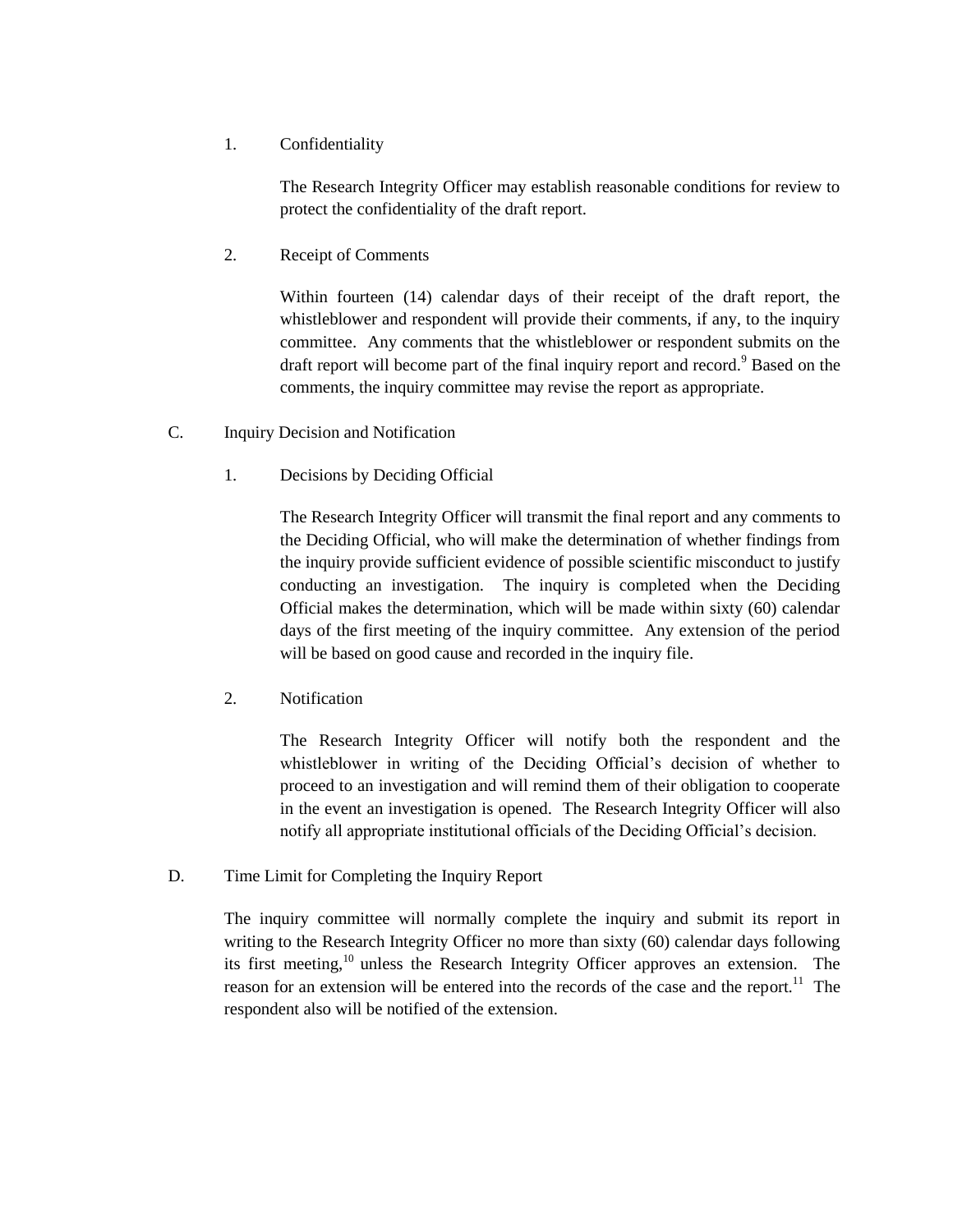1. Confidentiality

The Research Integrity Officer may establish reasonable conditions for review to protect the confidentiality of the draft report.

2. Receipt of Comments

Within fourteen (14) calendar days of their receipt of the draft report, the whistleblower and respondent will provide their comments, if any, to the inquiry committee. Any comments that the whistleblower or respondent submits on the draft report will become part of the final inquiry report and record.[9] Based on the comments, the inquiry committee may revise the report as appropriate.

C. Inquiry Decision and Notification

1. Decisions by Deciding Official

The Research Integrity Officer will transmit the final report and any comments to the Deciding Official, who will make the determination of whether findings from the inquiry provide sufficient evidence of possible scientific misconduct to justify conducting an investigation. The inquiry is completed when the Deciding Official makes the determination, which will be made within sixty (60) calendar days of the first meeting of the inquiry committee. Any extension of the period will be based on good cause and recorded in the inquiry file.

2. Notification

The Research Integrity Officer will notify both the respondent and the whistleblower in writing of the Deciding Official's decision of whether to proceed to an investigation and will remind them of their obligation to cooperate in the event an investigation is opened. The Research Integrity Officer will also notify all appropriate institutional officials of the Deciding Official's decision.

D. Time Limit for Completing the Inquiry Report

The inquiry committee will normally complete the inquiry and submit its report in writing to the Research Integrity Officer no more than sixty (60) calendar days following its first meeting,[10] unless the Research Integrity Officer approves an extension. The reason for an extension will be entered into the records of the case and the report.[11] The respondent also will be notified of the extension.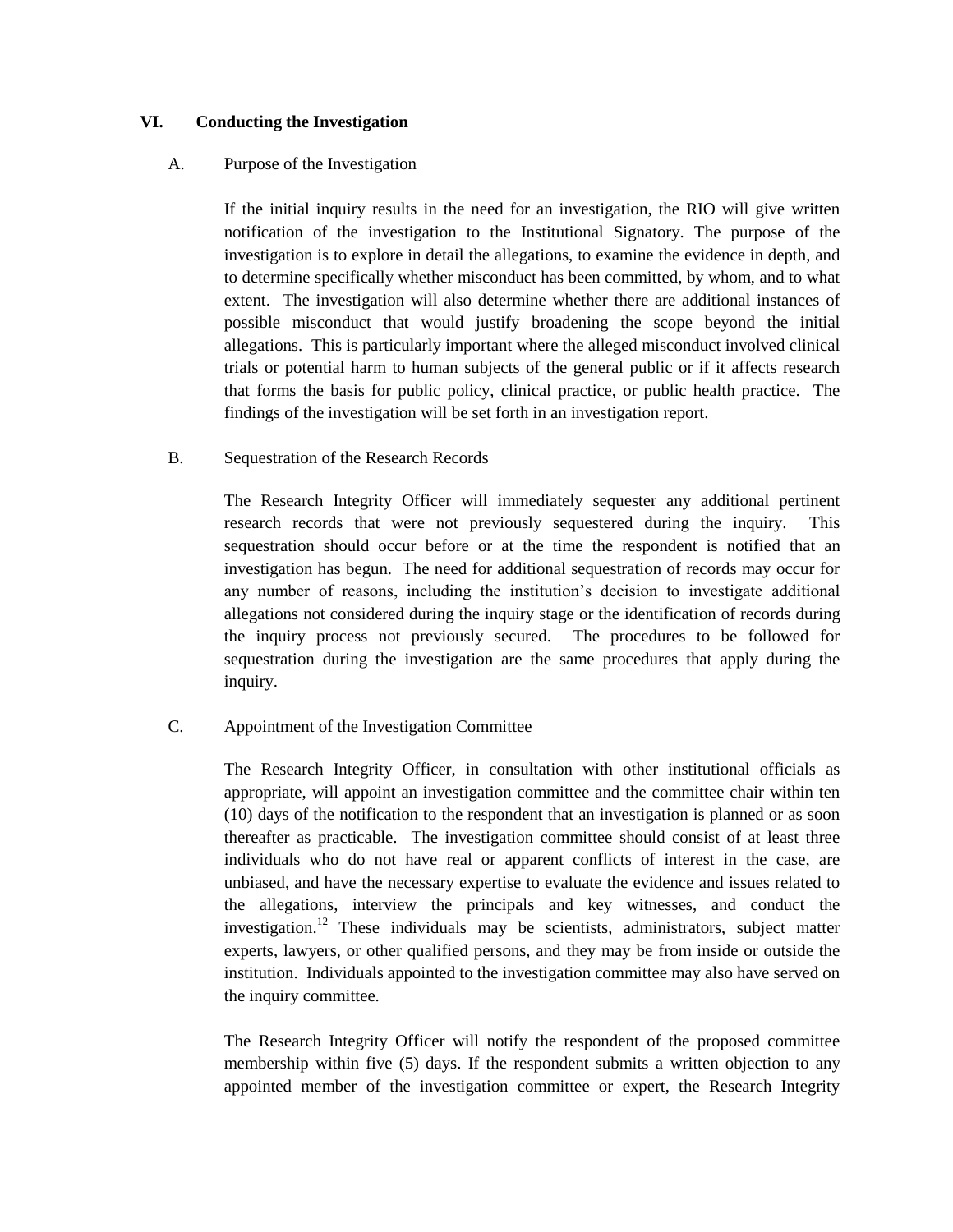## VI. Conducting the Investigation

### A. Purpose of the Investigation

If the initial inquiry results in the need for an investigation, the RIO will give written notification of the investigation to the Institutional Signatory. The purpose of the investigation is to explore in detail the allegations, to examine the evidence in depth, and to determine specifically whether misconduct has been committed, by whom, and to what extent. The investigation will also determine whether there are additional instances of possible misconduct that would justify broadening the scope beyond the initial allegations. This is particularly important where the alleged misconduct involved clinical trials or potential harm to human subjects of the general public or if it affects research that forms the basis for public policy, clinical practice, or public health practice. The findings of the investigation will be set forth in an investigation report.

### B. Sequestration of the Research Records

The Research Integrity Officer will immediately sequester any additional pertinent research records that were not previously sequestered during the inquiry. This sequestration should occur before or at the time the respondent is notified that an investigation has begun. The need for additional sequestration of records may occur for any number of reasons, including the institution's decision to investigate additional allegations not considered during the inquiry stage or the identification of records during the inquiry process not previously secured. The procedures to be followed for sequestration during the investigation are the same procedures that apply during the inquiry.

### C. Appointment of the Investigation Committee

The Research Integrity Officer, in consultation with other institutional officials as appropriate, will appoint an investigation committee and the committee chair within ten (10) days of the notification to the respondent that an investigation is planned or as soon thereafter as practicable. The investigation committee should consist of at least three individuals who do not have real or apparent conflicts of interest in the case, are unbiased, and have the necessary expertise to evaluate the evidence and issues related to the allegations, interview the principals and key witnesses, and conduct the investigation.[12] These individuals may be scientists, administrators, subject matter experts, lawyers, or other qualified persons, and they may be from inside or outside the institution. Individuals appointed to the investigation committee may also have served on the inquiry committee.

The Research Integrity Officer will notify the respondent of the proposed committee membership within five (5) days. If the respondent submits a written objection to any appointed member of the investigation committee or expert, the Research Integrity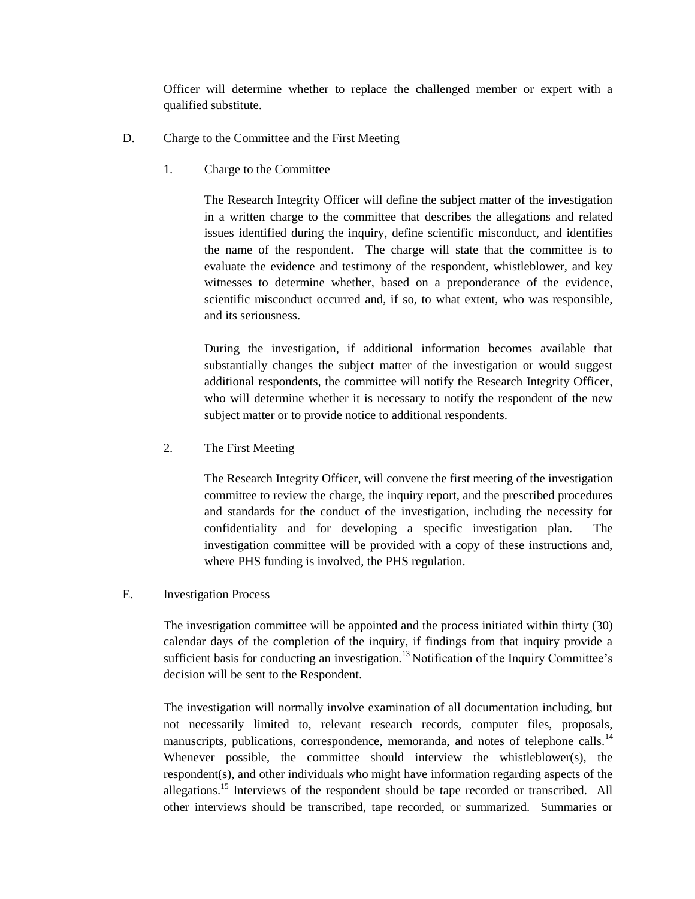Officer will determine whether to replace the challenged member or expert with a qualified substitute.

D. Charge to the Committee and the First Meeting

1. Charge to the Committee

The Research Integrity Officer will define the subject matter of the investigation in a written charge to the committee that describes the allegations and related issues identified during the inquiry, define scientific misconduct, and identifies the name of the respondent. The charge will state that the committee is to evaluate the evidence and testimony of the respondent, whistleblower, and key witnesses to determine whether, based on a preponderance of the evidence, scientific misconduct occurred and, if so, to what extent, who was responsible, and its seriousness.

During the investigation, if additional information becomes available that substantially changes the subject matter of the investigation or would suggest additional respondents, the committee will notify the Research Integrity Officer, who will determine whether it is necessary to notify the respondent of the new subject matter or to provide notice to additional respondents.

2. The First Meeting

The Research Integrity Officer, will convene the first meeting of the investigation committee to review the charge, the inquiry report, and the prescribed procedures and standards for the conduct of the investigation, including the necessity for confidentiality and for developing a specific investigation plan. The investigation committee will be provided with a copy of these instructions and, where PHS funding is involved, the PHS regulation.

E. Investigation Process

The investigation committee will be appointed and the process initiated within thirty (30) calendar days of the completion of the inquiry, if findings from that inquiry provide a sufficient basis for conducting an investigation.[13] Notification of the Inquiry Committee's decision will be sent to the Respondent.

The investigation will normally involve examination of all documentation including, but not necessarily limited to, relevant research records, computer files, proposals, manuscripts, publications, correspondence, memoranda, and notes of telephone calls.[14] Whenever possible, the committee should interview the whistleblower(s), the respondent(s), and other individuals who might have information regarding aspects of the allegations.[15] Interviews of the respondent should be tape recorded or transcribed. All other interviews should be transcribed, tape recorded, or summarized. Summaries or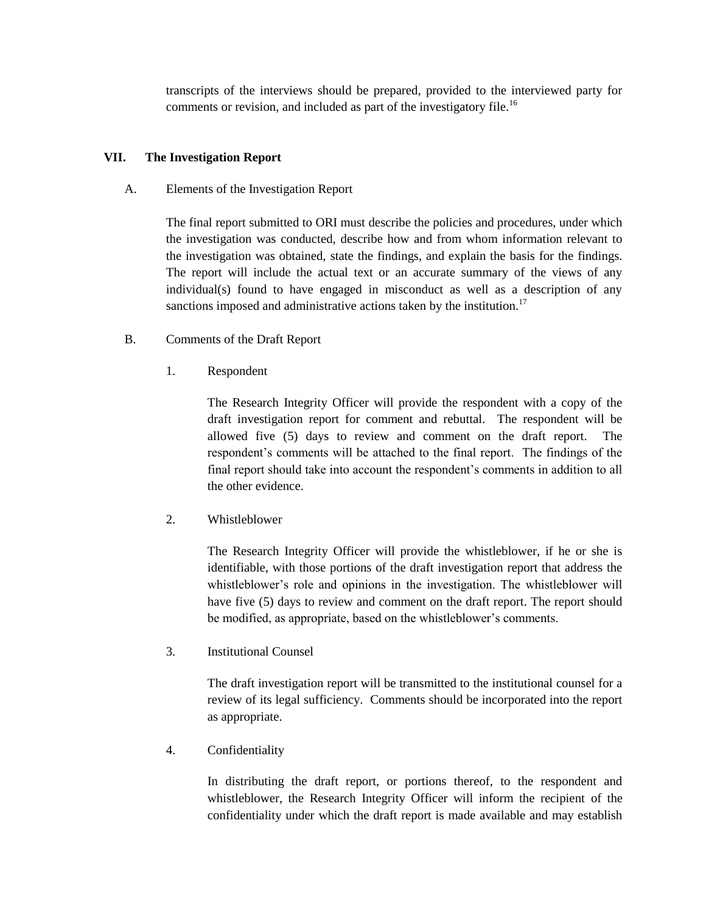transcripts of the interviews should be prepared, provided to the interviewed party for comments or revision, and included as part of the investigatory file.[16]

## VII. The Investigation Report

### A. Elements of the Investigation Report

The final report submitted to ORI must describe the policies and procedures, under which the investigation was conducted, describe how and from whom information relevant to the investigation was obtained, state the findings, and explain the basis for the findings. The report will include the actual text or an accurate summary of the views of any individual(s) found to have engaged in misconduct as well as a description of any sanctions imposed and administrative actions taken by the institution.[17]

### B. Comments of the Draft Report

#### 1. Respondent

The Research Integrity Officer will provide the respondent with a copy of the draft investigation report for comment and rebuttal. The respondent will be allowed five (5) days to review and comment on the draft report. The respondent's comments will be attached to the final report. The findings of the final report should take into account the respondent's comments in addition to all the other evidence.

#### 2. Whistleblower

The Research Integrity Officer will provide the whistleblower, if he or she is identifiable, with those portions of the draft investigation report that address the whistleblower's role and opinions in the investigation. The whistleblower will have five (5) days to review and comment on the draft report. The report should be modified, as appropriate, based on the whistleblower's comments.

#### 3. Institutional Counsel

The draft investigation report will be transmitted to the institutional counsel for a review of its legal sufficiency. Comments should be incorporated into the report as appropriate.

#### 4. Confidentiality

In distributing the draft report, or portions thereof, to the respondent and whistleblower, the Research Integrity Officer will inform the recipient of the confidentiality under which the draft report is made available and may establish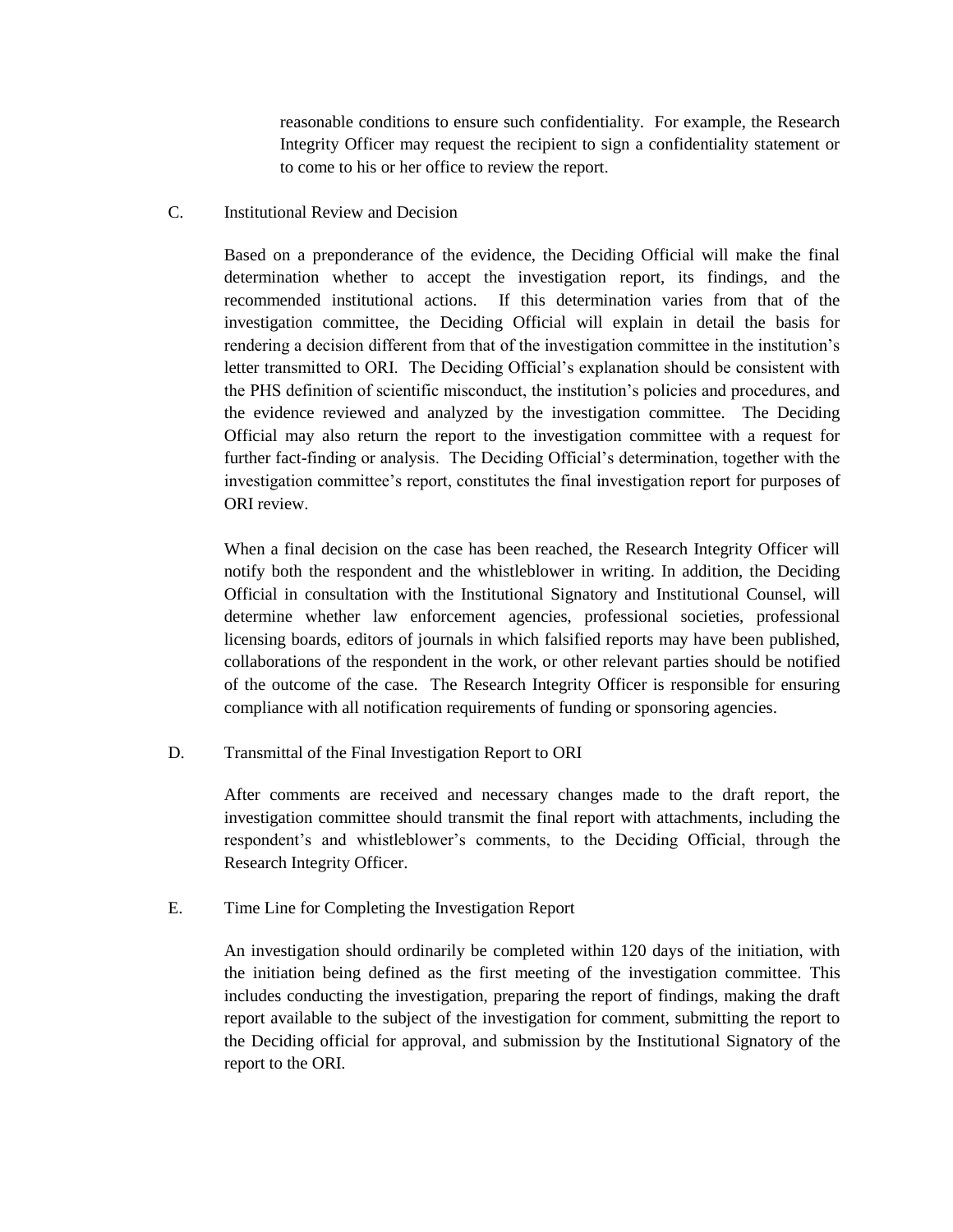reasonable conditions to ensure such confidentiality. For example, the Research Integrity Officer may request the recipient to sign a confidentiality statement or to come to his or her office to review the report.

C. Institutional Review and Decision

Based on a preponderance of the evidence, the Deciding Official will make the final determination whether to accept the investigation report, its findings, and the recommended institutional actions. If this determination varies from that of the investigation committee, the Deciding Official will explain in detail the basis for rendering a decision different from that of the investigation committee in the institution's letter transmitted to ORI. The Deciding Official's explanation should be consistent with the PHS definition of scientific misconduct, the institution's policies and procedures, and the evidence reviewed and analyzed by the investigation committee. The Deciding Official may also return the report to the investigation committee with a request for further fact-finding or analysis. The Deciding Official's determination, together with the investigation committee's report, constitutes the final investigation report for purposes of ORI review.

When a final decision on the case has been reached, the Research Integrity Officer will notify both the respondent and the whistleblower in writing. In addition, the Deciding Official in consultation with the Institutional Signatory and Institutional Counsel, will determine whether law enforcement agencies, professional societies, professional licensing boards, editors of journals in which falsified reports may have been published, collaborations of the respondent in the work, or other relevant parties should be notified of the outcome of the case. The Research Integrity Officer is responsible for ensuring compliance with all notification requirements of funding or sponsoring agencies.

D. Transmittal of the Final Investigation Report to ORI

After comments are received and necessary changes made to the draft report, the investigation committee should transmit the final report with attachments, including the respondent's and whistleblower's comments, to the Deciding Official, through the Research Integrity Officer.

E. Time Line for Completing the Investigation Report

An investigation should ordinarily be completed within 120 days of the initiation, with the initiation being defined as the first meeting of the investigation committee. This includes conducting the investigation, preparing the report of findings, making the draft report available to the subject of the investigation for comment, submitting the report to the Deciding official for approval, and submission by the Institutional Signatory of the report to the ORI.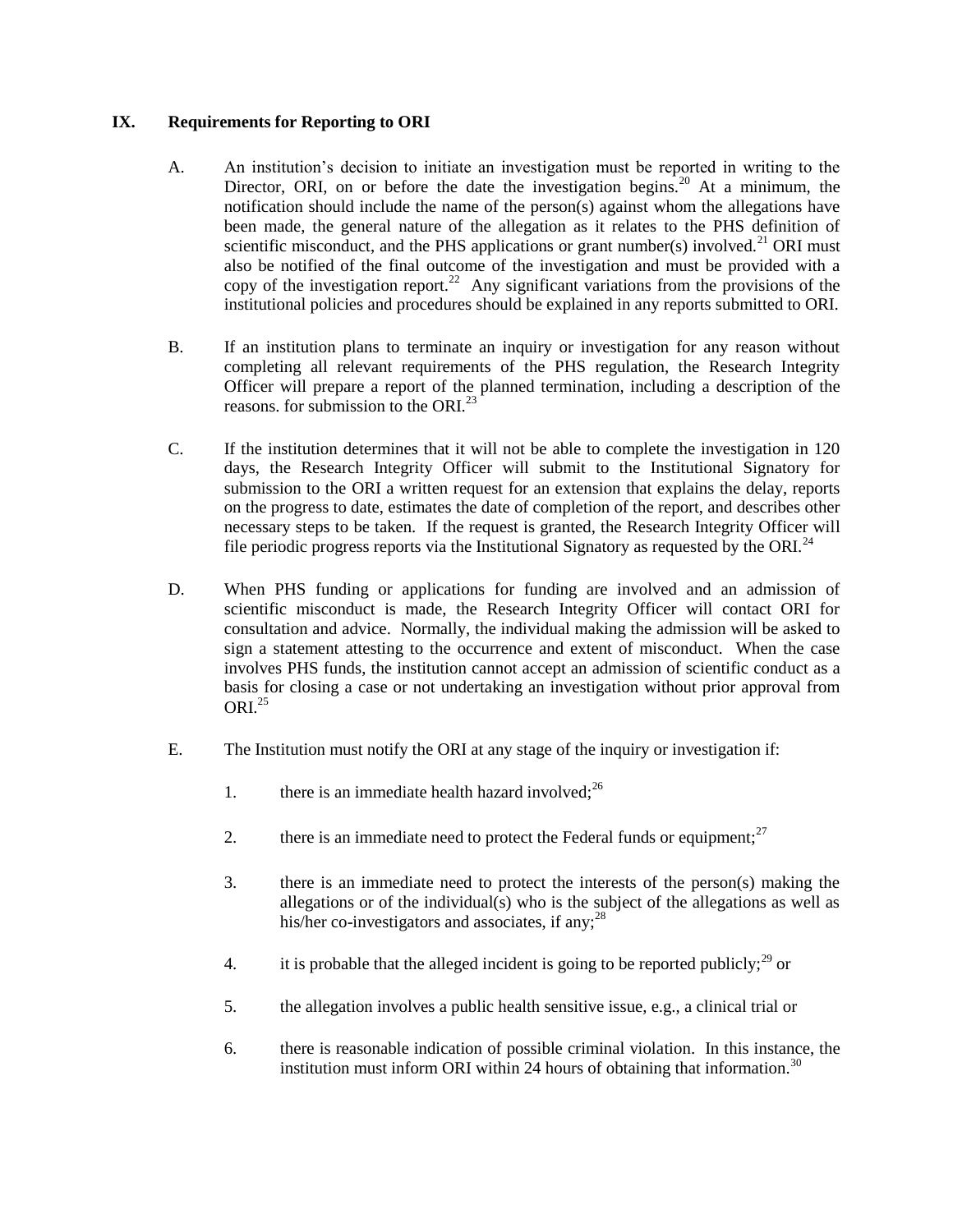## IX. Requirements for Reporting to ORI

A. An institution's decision to initiate an investigation must be reported in writing to the Director, ORI, on or before the date the investigation begins.[20] At a minimum, the notification should include the name of the person(s) against whom the allegations have been made, the general nature of the allegation as it relates to the PHS definition of scientific misconduct, and the PHS applications or grant number(s) involved.[21] ORI must also be notified of the final outcome of the investigation and must be provided with a copy of the investigation report.[22] Any significant variations from the provisions of the institutional policies and procedures should be explained in any reports submitted to ORI.

B. If an institution plans to terminate an inquiry or investigation for any reason without completing all relevant requirements of the PHS regulation, the Research Integrity Officer will prepare a report of the planned termination, including a description of the reasons. for submission to the ORI.[23]

C. If the institution determines that it will not be able to complete the investigation in 120 days, the Research Integrity Officer will submit to the Institutional Signatory for submission to the ORI a written request for an extension that explains the delay, reports on the progress to date, estimates the date of completion of the report, and describes other necessary steps to be taken. If the request is granted, the Research Integrity Officer will file periodic progress reports via the Institutional Signatory as requested by the ORI.[24]

D. When PHS funding or applications for funding are involved and an admission of scientific misconduct is made, the Research Integrity Officer will contact ORI for consultation and advice. Normally, the individual making the admission will be asked to sign a statement attesting to the occurrence and extent of misconduct. When the case involves PHS funds, the institution cannot accept an admission of scientific conduct as a basis for closing a case or not undertaking an investigation without prior approval from ORI.[25]

E. The Institution must notify the ORI at any stage of the inquiry or investigation if:

1. there is an immediate health hazard involved;[26]

2. there is an immediate need to protect the Federal funds or equipment;[27]

3. there is an immediate need to protect the interests of the person(s) making the allegations or of the individual(s) who is the subject of the allegations as well as his/her co-investigators and associates, if any;[28]

4. it is probable that the alleged incident is going to be reported publicly;[29] or

5. the allegation involves a public health sensitive issue, e.g., a clinical trial or

6. there is reasonable indication of possible criminal violation. In this instance, the institution must inform ORI within 24 hours of obtaining that information.[30]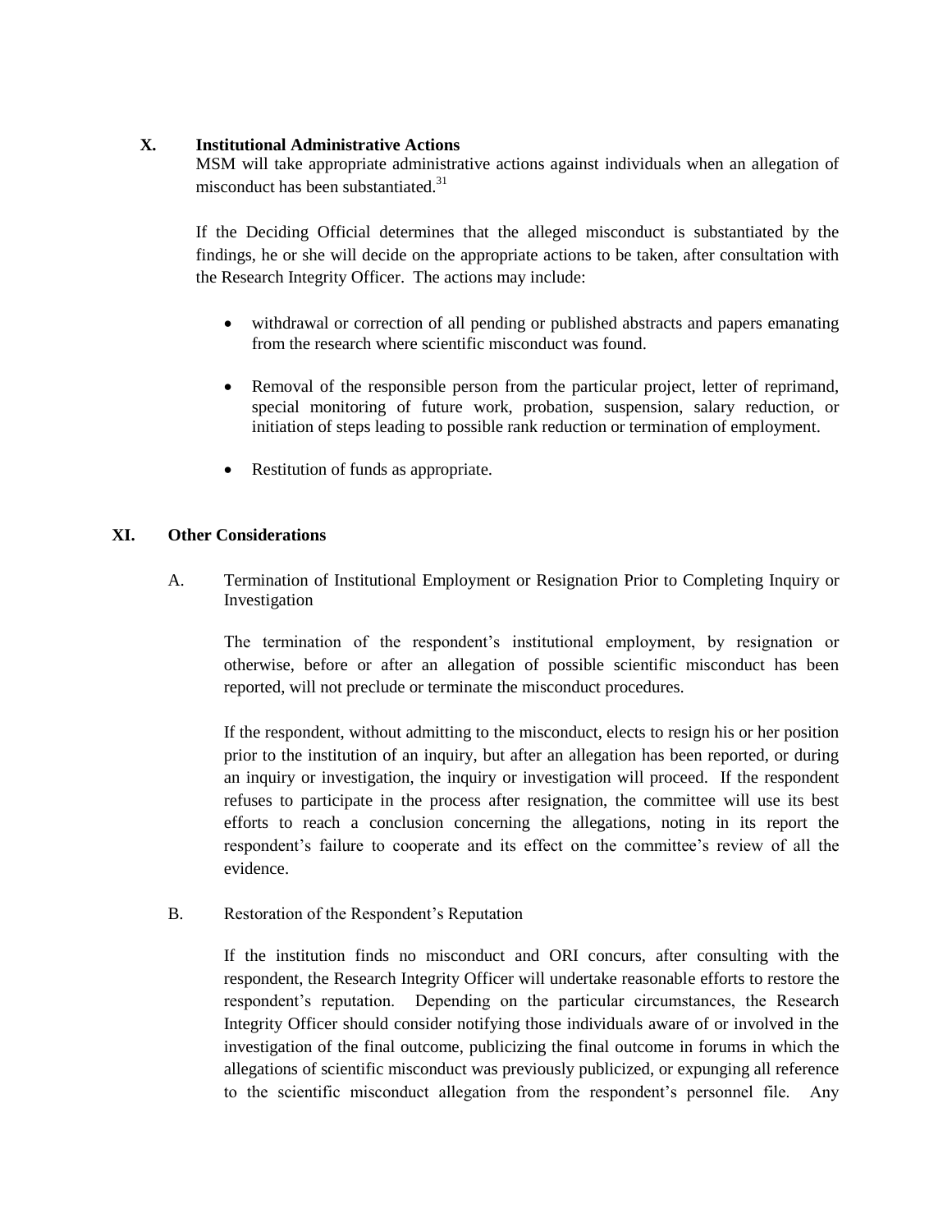## X. Institutional Administrative Actions

MSM will take appropriate administrative actions against individuals when an allegation of misconduct has been substantiated.[31]

If the Deciding Official determines that the alleged misconduct is substantiated by the findings, he or she will decide on the appropriate actions to be taken, after consultation with the Research Integrity Officer. The actions may include:

- withdrawal or correction of all pending or published abstracts and papers emanating from the research where scientific misconduct was found.
- Removal of the responsible person from the particular project, letter of reprimand, special monitoring of future work, probation, suspension, salary reduction, or initiation of steps leading to possible rank reduction or termination of employment.
- Restitution of funds as appropriate.

## XI. Other Considerations

### A. Termination of Institutional Employment or Resignation Prior to Completing Inquiry or Investigation

The termination of the respondent's institutional employment, by resignation or otherwise, before or after an allegation of possible scientific misconduct has been reported, will not preclude or terminate the misconduct procedures.

If the respondent, without admitting to the misconduct, elects to resign his or her position prior to the institution of an inquiry, but after an allegation has been reported, or during an inquiry or investigation, the inquiry or investigation will proceed. If the respondent refuses to participate in the process after resignation, the committee will use its best efforts to reach a conclusion concerning the allegations, noting in its report the respondent's failure to cooperate and its effect on the committee's review of all the evidence.

### B. Restoration of the Respondent's Reputation

If the institution finds no misconduct and ORI concurs, after consulting with the respondent, the Research Integrity Officer will undertake reasonable efforts to restore the respondent's reputation. Depending on the particular circumstances, the Research Integrity Officer should consider notifying those individuals aware of or involved in the investigation of the final outcome, publicizing the final outcome in forums in which the allegations of scientific misconduct was previously publicized, or expunging all reference to the scientific misconduct allegation from the respondent's personnel file. Any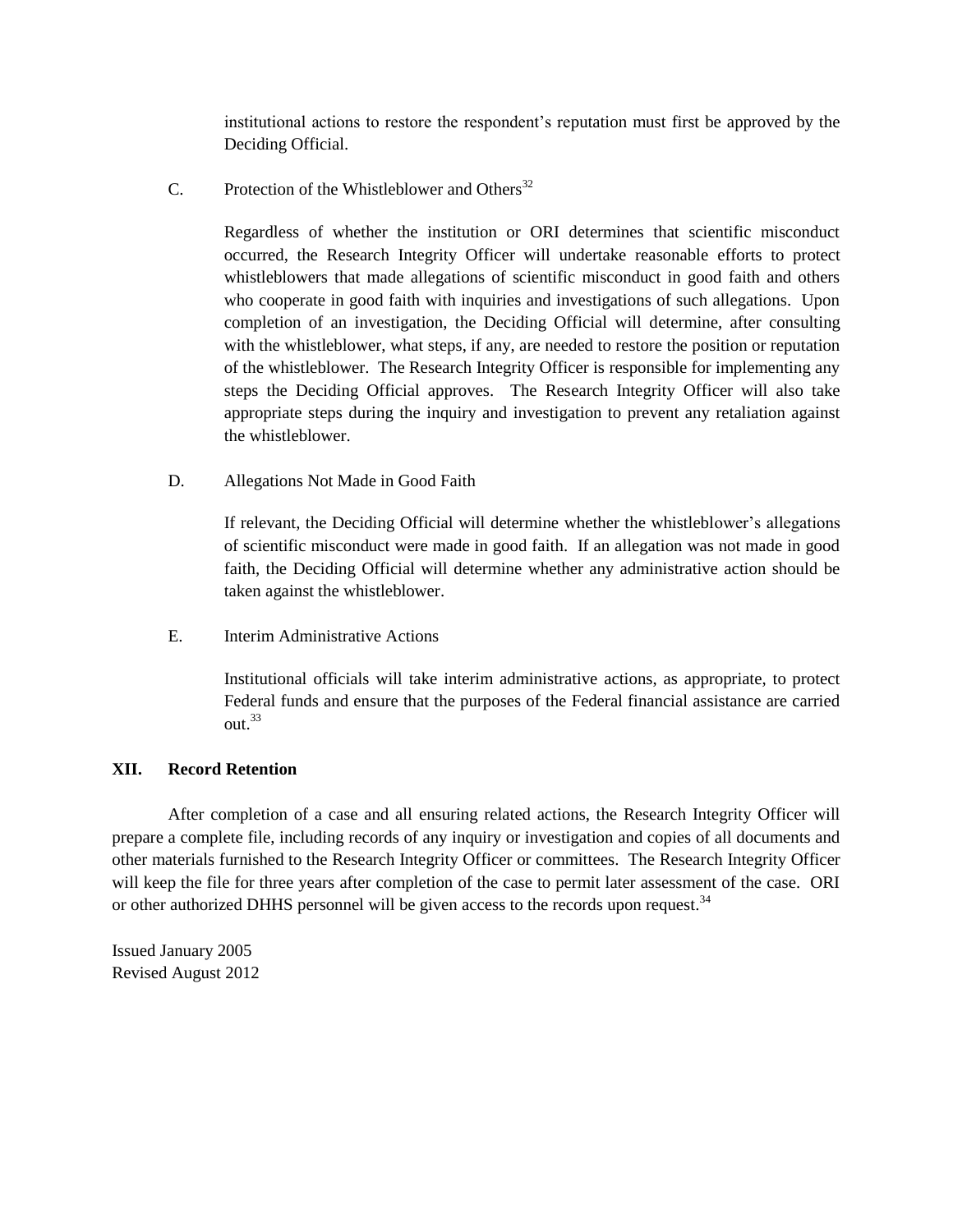institutional actions to restore the respondent's reputation must first be approved by the Deciding Official.

C. Protection of the Whistleblower and Others[32]

Regardless of whether the institution or ORI determines that scientific misconduct occurred, the Research Integrity Officer will undertake reasonable efforts to protect whistleblowers that made allegations of scientific misconduct in good faith and others who cooperate in good faith with inquiries and investigations of such allegations. Upon completion of an investigation, the Deciding Official will determine, after consulting with the whistleblower, what steps, if any, are needed to restore the position or reputation of the whistleblower. The Research Integrity Officer is responsible for implementing any steps the Deciding Official approves. The Research Integrity Officer will also take appropriate steps during the inquiry and investigation to prevent any retaliation against the whistleblower.

D. Allegations Not Made in Good Faith

If relevant, the Deciding Official will determine whether the whistleblower's allegations of scientific misconduct were made in good faith. If an allegation was not made in good faith, the Deciding Official will determine whether any administrative action should be taken against the whistleblower.

E. Interim Administrative Actions

Institutional officials will take interim administrative actions, as appropriate, to protect Federal funds and ensure that the purposes of the Federal financial assistance are carried out.[33]

## XII. Record Retention

After completion of a case and all ensuring related actions, the Research Integrity Officer will prepare a complete file, including records of any inquiry or investigation and copies of all documents and other materials furnished to the Research Integrity Officer or committees. The Research Integrity Officer will keep the file for three years after completion of the case to permit later assessment of the case. ORI or other authorized DHHS personnel will be given access to the records upon request.[34]

Issued January 2005
Revised August 2012